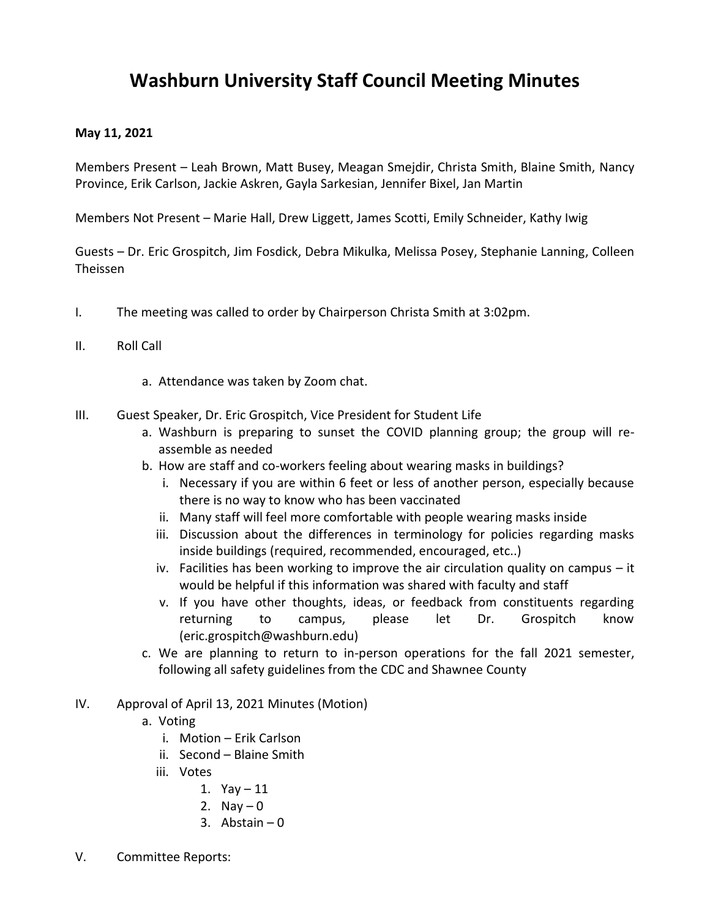# Washburn University Staff Council Meeting Minutes

**May 11, 2021**

Members Present – Leah Brown, Matt Busey, Meagan Smejdir, Christa Smith, Blaine Smith, Nancy Province, Erik Carlson, Jackie Askren, Gayla Sarkesian, Jennifer Bixel, Jan Martin

Members Not Present – Marie Hall, Drew Liggett, James Scotti, Emily Schneider, Kathy Iwig

Guests – Dr. Eric Grospitch, Jim Fosdick, Debra Mikulka, Melissa Posey, Stephanie Lanning, Colleen Theissen

I. The meeting was called to order by Chairperson Christa Smith at 3:02pm.

II. Roll Call

   a. Attendance was taken by Zoom chat.

III. Guest Speaker, Dr. Eric Grospitch, Vice President for Student Life

   a. Washburn is preparing to sunset the COVID planning group; the group will re-assemble as needed
   b. How are staff and co-workers feeling about wearing masks in buildings?
      i. Necessary if you are within 6 feet or less of another person, especially because there is no way to know who has been vaccinated
      ii. Many staff will feel more comfortable with people wearing masks inside
      iii. Discussion about the differences in terminology for policies regarding masks inside buildings (required, recommended, encouraged, etc..)
      iv. Facilities has been working to improve the air circulation quality on campus – it would be helpful if this information was shared with faculty and staff
      v. If you have other thoughts, ideas, or feedback from constituents regarding returning to campus, please let Dr. Grospitch know (eric.grospitch@washburn.edu)
   c. We are planning to return to in-person operations for the fall 2021 semester, following all safety guidelines from the CDC and Shawnee County

IV. Approval of April 13, 2021 Minutes (Motion)

   a. Voting
      i. Motion – Erik Carlson
      ii. Second – Blaine Smith
      iii. Votes
         1. Yay – 11
         2. Nay – 0
         3. Abstain – 0

V. Committee Reports: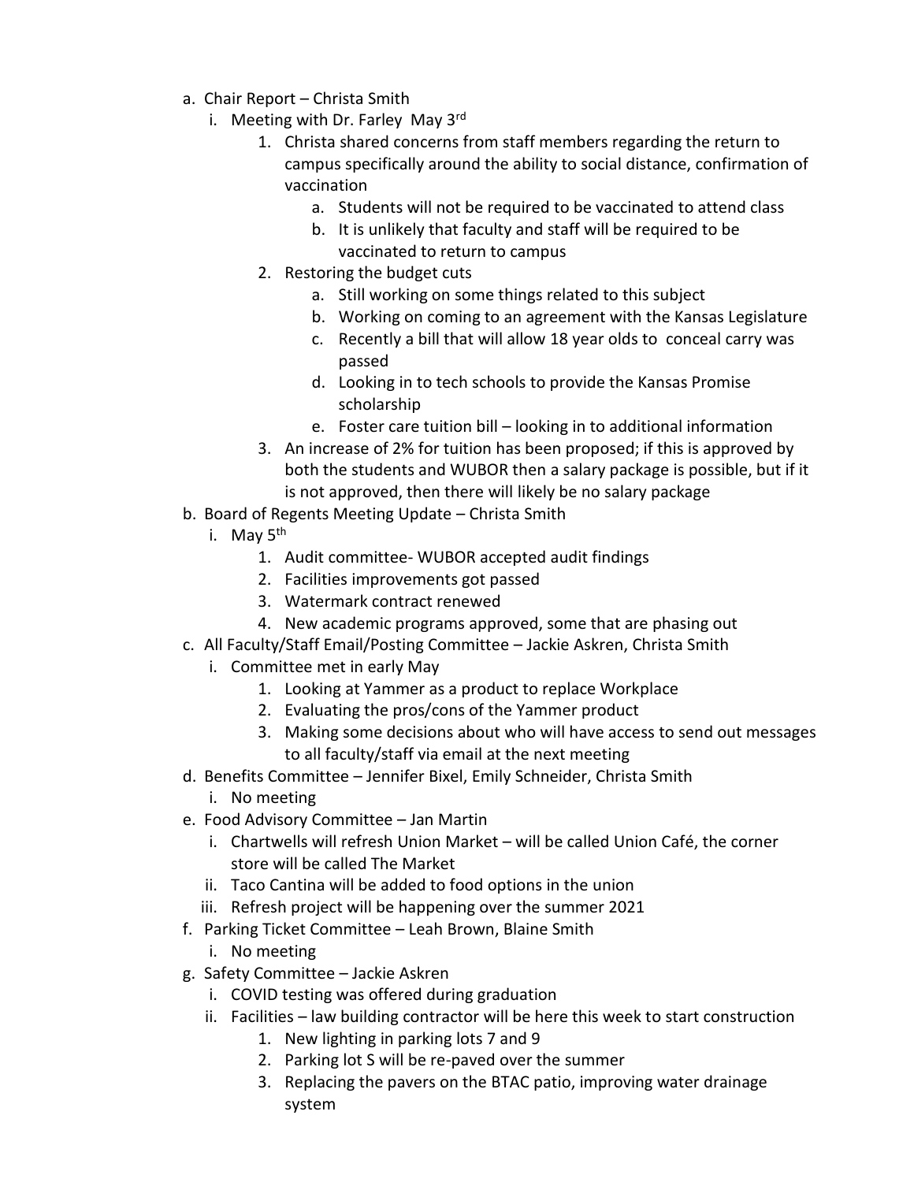a. Chair Report – Christa Smith
    i. Meeting with Dr. Farley May 3rd
        1. Christa shared concerns from staff members regarding the return to campus specifically around the ability to social distance, confirmation of vaccination
            a. Students will not be required to be vaccinated to attend class
            b. It is unlikely that faculty and staff will be required to be vaccinated to return to campus
        2. Restoring the budget cuts
            a. Still working on some things related to this subject
            b. Working on coming to an agreement with the Kansas Legislature
            c. Recently a bill that will allow 18 year olds to conceal carry was passed
            d. Looking in to tech schools to provide the Kansas Promise scholarship
            e. Foster care tuition bill – looking in to additional information
        3. An increase of 2% for tuition has been proposed; if this is approved by both the students and WUBOR then a salary package is possible, but if it is not approved, then there will likely be no salary package

b. Board of Regents Meeting Update – Christa Smith
    i. May 5th
        1. Audit committee- WUBOR accepted audit findings
        2. Facilities improvements got passed
        3. Watermark contract renewed
        4. New academic programs approved, some that are phasing out

c. All Faculty/Staff Email/Posting Committee – Jackie Askren, Christa Smith
    i. Committee met in early May
        1. Looking at Yammer as a product to replace Workplace
        2. Evaluating the pros/cons of the Yammer product
        3. Making some decisions about who will have access to send out messages to all faculty/staff via email at the next meeting

d. Benefits Committee – Jennifer Bixel, Emily Schneider, Christa Smith
    i. No meeting

e. Food Advisory Committee – Jan Martin
    i. Chartwells will refresh Union Market – will be called Union Café, the corner store will be called The Market
    ii. Taco Cantina will be added to food options in the union
    iii. Refresh project will be happening over the summer 2021

f. Parking Ticket Committee – Leah Brown, Blaine Smith
    i. No meeting

g. Safety Committee – Jackie Askren
    i. COVID testing was offered during graduation
    ii. Facilities – law building contractor will be here this week to start construction
        1. New lighting in parking lots 7 and 9
        2. Parking lot S will be re-paved over the summer
        3. Replacing the pavers on the BTAC patio, improving water drainage system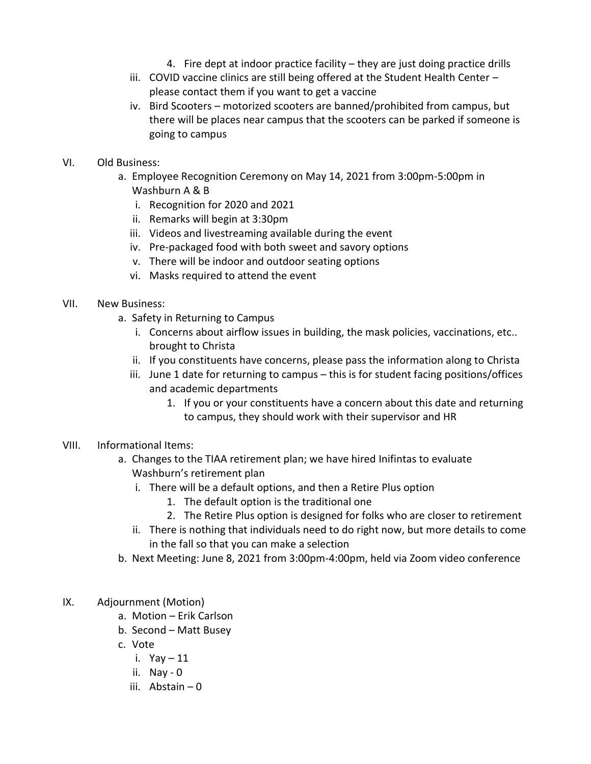4. Fire dept at indoor practice facility – they are just doing practice drills

iii. COVID vaccine clinics are still being offered at the Student Health Center – please contact them if you want to get a vaccine

iv. Bird Scooters – motorized scooters are banned/prohibited from campus, but there will be places near campus that the scooters can be parked if someone is going to campus

VI. Old Business:

a. Employee Recognition Ceremony on May 14, 2021 from 3:00pm-5:00pm in Washburn A & B

i. Recognition for 2020 and 2021

ii. Remarks will begin at 3:30pm

iii. Videos and livestreaming available during the event

iv. Pre-packaged food with both sweet and savory options

v. There will be indoor and outdoor seating options

vi. Masks required to attend the event

VII. New Business:

a. Safety in Returning to Campus

i. Concerns about airflow issues in building, the mask policies, vaccinations, etc.. brought to Christa

ii. If you constituents have concerns, please pass the information along to Christa

iii. June 1 date for returning to campus – this is for student facing positions/offices and academic departments

1. If you or your constituents have a concern about this date and returning to campus, they should work with their supervisor and HR

VIII. Informational Items:

a. Changes to the TIAA retirement plan; we have hired Inifintas to evaluate Washburn's retirement plan

i. There will be a default options, and then a Retire Plus option

1. The default option is the traditional one

2. The Retire Plus option is designed for folks who are closer to retirement

ii. There is nothing that individuals need to do right now, but more details to come in the fall so that you can make a selection

b. Next Meeting: June 8, 2021 from 3:00pm-4:00pm, held via Zoom video conference

IX. Adjournment (Motion)

a. Motion – Erik Carlson

b. Second – Matt Busey

c. Vote

i. Yay – 11

ii. Nay - 0

iii. Abstain – 0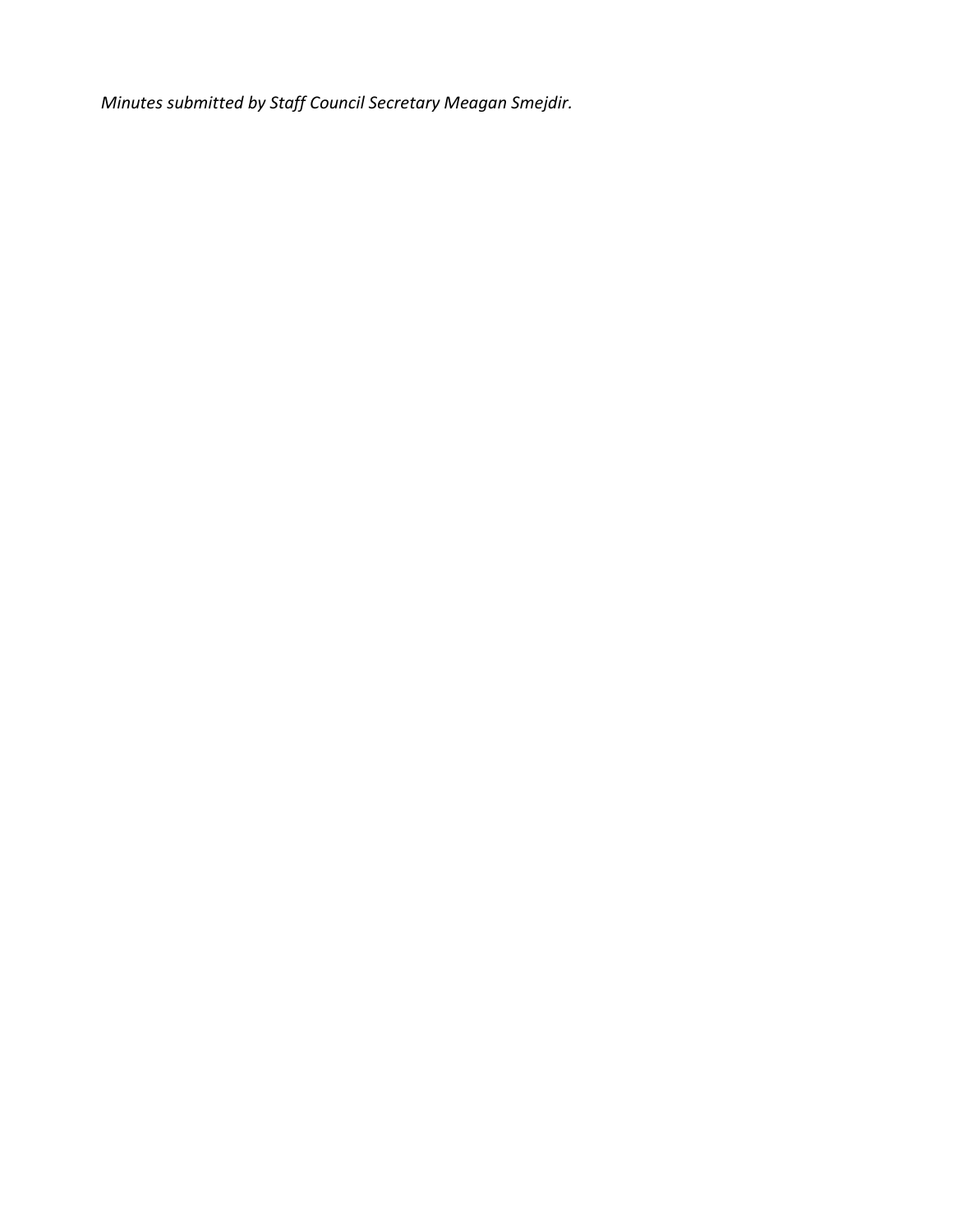*Minutes submitted by Staff Council Secretary Meagan Smejdir.*